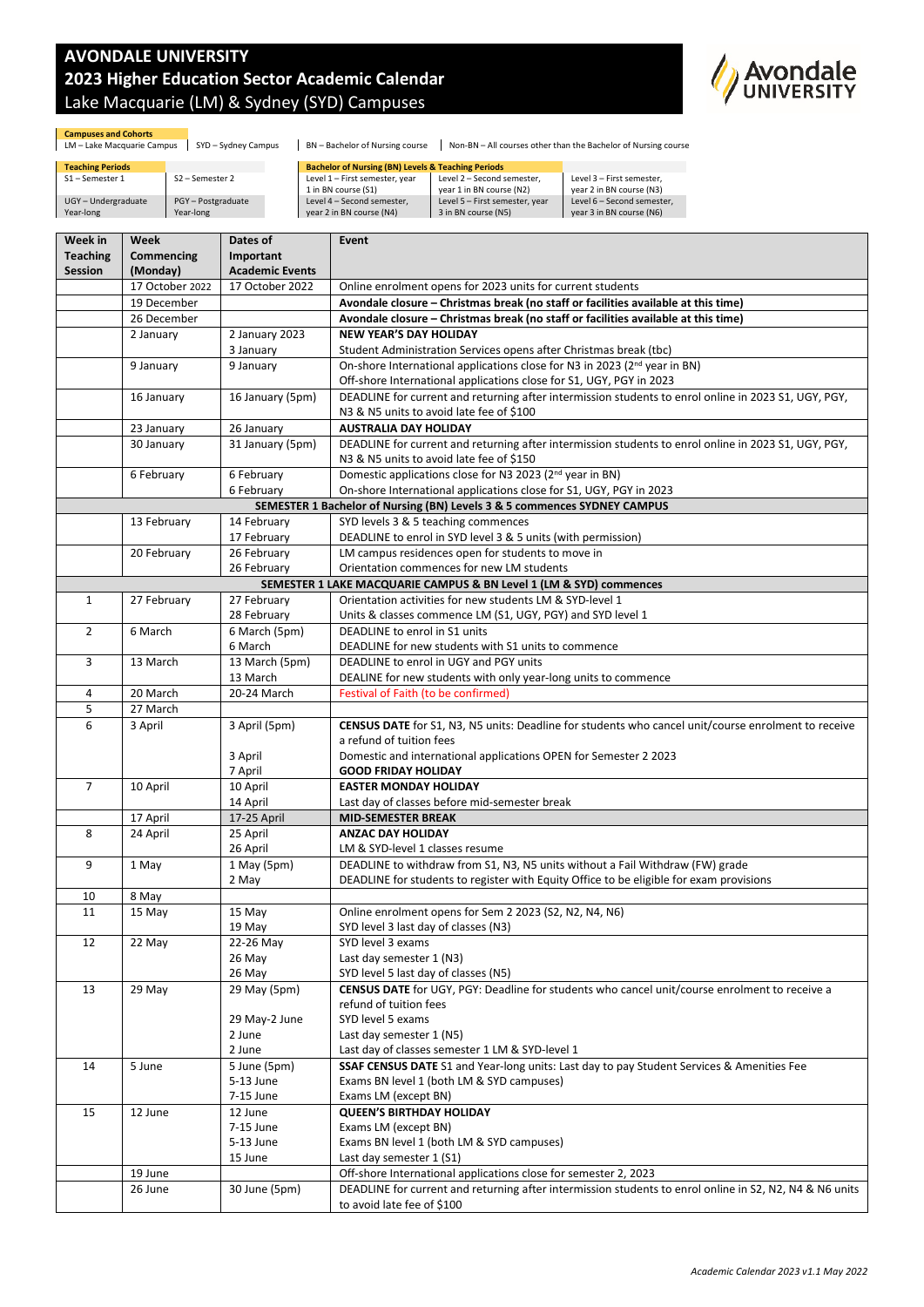# AVONDALE UNIVERSITY

## 2023 Higher Education Sector Academic Calendar

Lake Macquarie (LM) & Sydney (SYD) Campuses

**Campuses and Cohorts**

LM – Lake Macquarie Campus | SYD – Sydney Campus | BN – Bachelor of Nursing course | Non-BN – All courses other than the Bachelor of Nursing course

| Teaching Periods | |
|---|---|
| S1 – Semester 1 | S2 – Semester 2 |
| UGY – Undergraduate Year-long | PGY – Postgraduate Year-long |

| Bachelor of Nursing (BN) Levels & Teaching Periods | | |
|---|---|---|
| Level 1 – First semester, year 1 in BN course (S1) | Level 2 – Second semester, year 1 in BN course (N2) | Level 3 – First semester, year 2 in BN course (N3) |
| Level 4 – Second semester, year 2 in BN course (N4) | Level 5 – First semester, year 3 in BN course (N5) | Level 6 – Second semester, year 3 in BN course (N6) |

| Week in Teaching Session | Week Commencing (Monday) | Dates of Important Academic Events | Event |
|---|---|---|---|
| | 17 October 2022 | 17 October 2022 | Online enrolment opens for 2023 units for current students |
| | 19 December | | **Avondale closure – Christmas break (no staff or facilities available at this time)** |
| | 26 December | | **Avondale closure – Christmas break (no staff or facilities available at this time)** |
| | 2 January | 2 January 2023 | **NEW YEAR'S DAY HOLIDAY** |
| | | 3 January | Student Administration Services opens after Christmas break (tbc) |
| | 9 January | 9 January | On-shore International applications close for N3 in 2023 (2nd year in BN) |
| | | | Off-shore International applications close for S1, UGY, PGY in 2023 |
| | 16 January | 16 January (5pm) | DEADLINE for current and returning after intermission students to enrol online in 2023 S1, UGY, PGY, N3 & N5 units to avoid late fee of $100 |
| | 23 January | 26 January | **AUSTRALIA DAY HOLIDAY** |
| | 30 January | 31 January (5pm) | DEADLINE for current and returning after intermission students to enrol online in 2023 S1, UGY, PGY, N3 & N5 units to avoid late fee of $150 |
| | 6 February | 6 February | Domestic applications close for N3 2023 (2nd year in BN) |
| | | 6 February | On-shore International applications close for S1, UGY, PGY in 2023 |
| | | | **SEMESTER 1 Bachelor of Nursing (BN) Levels 3 & 5 commences SYDNEY CAMPUS** |
| | 13 February | 14 February | SYD levels 3 & 5 teaching commences |
| | | 17 February | DEADLINE to enrol in SYD level 3 & 5 units (with permission) |
| | 20 February | 26 February | LM campus residences open for students to move in |
| | | 26 February | Orientation commences for new LM students |
| | | | **SEMESTER 1 LAKE MACQUARIE CAMPUS & BN Level 1 (LM & SYD) commences** |
| 1 | 27 February | 27 February | Orientation activities for new students LM & SYD-level 1 |
| | | 28 February | Units & classes commence LM (S1, UGY, PGY) and SYD level 1 |
| 2 | 6 March | 6 March (5pm) | DEADLINE to enrol in S1 units |
| | | 6 March | DEADLINE for new students with S1 units to commence |
| 3 | 13 March | 13 March (5pm) | DEADLINE to enrol in UGY and PGY units |
| | | 13 March | DEALINE for new students with only year-long units to commence |
| 4 | 20 March | 20-24 March | Festival of Faith (to be confirmed) |
| 5 | 27 March | | |
| 6 | 3 April | 3 April (5pm) | **CENSUS DATE** for S1, N3, N5 units: Deadline for students who cancel unit/course enrolment to receive a refund of tuition fees |
| | | 3 April | Domestic and international applications OPEN for Semester 2 2023 |
| | | 7 April | **GOOD FRIDAY HOLIDAY** |
| 7 | 10 April | 10 April | **EASTER MONDAY HOLIDAY** |
| | | 14 April | Last day of classes before mid-semester break |
| | 17 April | 17-25 April | **MID-SEMESTER BREAK** |
| 8 | 24 April | 25 April | **ANZAC DAY HOLIDAY** |
| | | 26 April | LM & SYD-level 1 classes resume |
| 9 | 1 May | 1 May (5pm) | DEADLINE to withdraw from S1, N3, N5 units without a Fail Withdraw (FW) grade |
| | | 2 May | DEADLINE for students to register with Equity Office to be eligible for exam provisions |
| 10 | 8 May | | |
| 11 | 15 May | 15 May | Online enrolment opens for Sem 2 2023 (S2, N2, N4, N6) |
| | | 19 May | SYD level 3 last day of classes (N3) |
| 12 | 22 May | 22-26 May | SYD level 3 exams |
| | | 26 May | Last day semester 1 (N3) |
| | | 26 May | SYD level 5 last day of classes (N5) |
| 13 | 29 May | 29 May (5pm) | **CENSUS DATE** for UGY, PGY: Deadline for students who cancel unit/course enrolment to receive a refund of tuition fees |
| | | 29 May-2 June | SYD level 5 exams |
| | | 2 June | Last day semester 1 (N5) |
| | | 2 June | Last day of classes semester 1 LM & SYD-level 1 |
| 14 | 5 June | 5 June (5pm) | **SSAF CENSUS DATE** S1 and Year-long units: Last day to pay Student Services & Amenities Fee |
| | | 5-13 June | Exams BN level 1 (both LM & SYD campuses) |
| | | 7-15 June | Exams LM (except BN) |
| 15 | 12 June | 12 June | **QUEEN'S BIRTHDAY HOLIDAY** |
| | | 7-15 June | Exams LM (except BN) |
| | | 5-13 June | Exams BN level 1 (both LM & SYD campuses) |
| | | 15 June | Last day semester 1 (S1) |
| | 19 June | | Off-shore International applications close for semester 2, 2023 |
| | 26 June | 30 June (5pm) | DEADLINE for current and returning after intermission students to enrol online in S2, N2, N4 & N6 units to avoid late fee of $100 |

*Academic Calendar 2023 v1.1 May 2022*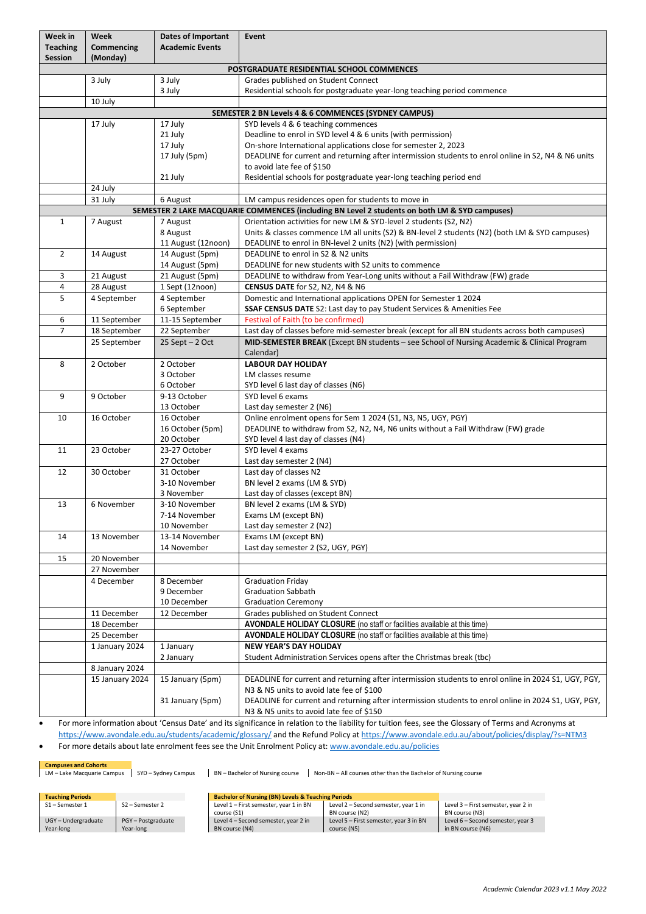| Week in Teaching Session | Week Commencing (Monday) | Dates of Important Academic Events | Event |
|---|---|---|---|
| **POSTGRADUATE RESIDENTIAL SCHOOL COMMENCES** | | | |
| | 3 July | 3 July<br>3 July | Grades published on Student Connect<br>Residential schools for postgraduate year-long teaching period commence |
| | 10 July | | |
| **SEMESTER 2 BN Levels 4 & 6 COMMENCES (SYDNEY CAMPUS)** | | | |
| | 17 July | 17 July<br>21 July<br>17 July<br>17 July (5pm)<br><br>21 July | SYD levels 4 & 6 teaching commences<br>Deadline to enrol in SYD level 4 & 6 units (with permission)<br>On-shore International applications close for semester 2, 2023<br>DEADLINE for current and returning after intermission students to enrol online in S2, N4 & N6 units to avoid late fee of $150<br>Residential schools for postgraduate year-long teaching period end |
| | 24 July | | |
| | 31 July | 6 August | LM campus residences open for students to move in |
| **SEMESTER 2 LAKE MACQUARIE COMMENCES (including BN Level 2 students on both LM & SYD campuses)** | | | |
| 1 | 7 August | 7 August<br>8 August<br>11 August (12noon) | Orientation activities for new LM & SYD-level 2 students (S2, N2)<br>Units & classes commence LM all units (S2) & BN-level 2 students (N2) (both LM & SYD campuses)<br>DEADLINE to enrol in BN-level 2 units (N2) (with permission) |
| 2 | 14 August | 14 August (5pm)<br>14 August (5pm) | DEADLINE to enrol in S2 & N2 units<br>DEADLINE for new students with S2 units to commence |
| 3 | 21 August | 21 August (5pm) | DEADLINE to withdraw from Year-Long units without a Fail Withdraw (FW) grade |
| 4 | 28 August | 1 Sept (12noon) | **CENSUS DATE** for S2, N2, N4 & N6 |
| 5 | 4 September | 4 September<br>6 September | Domestic and International applications OPEN for Semester 1 2024<br>**SSAF CENSUS DATE** S2: Last day to pay Student Services & Amenities Fee |
| 6 | 11 September | 11-15 September | Festival of Faith (to be confirmed) |
| 7 | 18 September | 22 September | Last day of classes before mid-semester break (except for all BN students across both campuses) |
| | 25 September | 25 Sept – 2 Oct | **MID-SEMESTER BREAK** (Except BN students – see School of Nursing Academic & Clinical Program Calendar) |
| 8 | 2 October | 2 October<br>3 October<br>6 October | **LABOUR DAY HOLIDAY**<br>LM classes resume<br>SYD level 6 last day of classes (N6) |
| 9 | 9 October | 9-13 October<br>13 October | SYD level 6 exams<br>Last day semester 2 (N6) |
| 10 | 16 October | 16 October<br>16 October (5pm)<br>20 October | Online enrolment opens for Sem 1 2024 (S1, N3, N5, UGY, PGY)<br>DEADLINE to withdraw from S2, N2, N4, N6 units without a Fail Withdraw (FW) grade<br>SYD level 4 last day of classes (N4) |
| 11 | 23 October | 23-27 October<br>27 October | SYD level 4 exams<br>Last day semester 2 (N4) |
| 12 | 30 October | 31 October<br>3-10 November<br>3 November | Last day of classes N2<br>BN level 2 exams (LM & SYD)<br>Last day of classes (except BN) |
| 13 | 6 November | 3-10 November<br>7-14 November<br>10 November | BN level 2 exams (LM & SYD)<br>Exams LM (except BN)<br>Last day semester 2 (N2) |
| 14 | 13 November | 13-14 November<br>14 November | Exams LM (except BN)<br>Last day semester 2 (S2, UGY, PGY) |
| 15 | 20 November | | |
| | 27 November | | |
| | 4 December | 8 December<br>9 December<br>10 December | Graduation Friday<br>Graduation Sabbath<br>Graduation Ceremony |
| | 11 December | 12 December | Grades published on Student Connect |
| | 18 December | | **AVONDALE HOLIDAY CLOSURE** (no staff or facilities available at this time) |
| | 25 December | | **AVONDALE HOLIDAY CLOSURE** (no staff or facilities available at this time) |
| | 1 January 2024 | 1 January<br>2 January | **NEW YEAR'S DAY HOLIDAY**<br>Student Administration Services opens after the Christmas break (tbc) |
| | 8 January 2024 | | |
| | 15 January 2024 | 15 January (5pm)<br><br>31 January (5pm) | DEADLINE for current and returning after intermission students to enrol online in 2024 S1, UGY, PGY, N3 & N5 units to avoid late fee of $100<br>DEADLINE for current and returning after intermission students to enrol online in 2024 S1, UGY, PGY, N3 & N5 units to avoid late fee of $150 |

- For more information about 'Census Date' and its significance in relation to the liability for tuition fees, see the Glossary of Terms and Acronyms at https://www.avondale.edu.au/students/academic/glossary/ and the Refund Policy at https://www.avondale.edu.au/about/policies/display/?s=NTM3
- For more details about late enrolment fees see the Unit Enrolment Policy at: www.avondale.edu.au/policies

**Campuses and Cohorts**

LM – Lake Macquarie Campus | SYD – Sydney Campus | BN – Bachelor of Nursing course | Non-BN – All courses other than the Bachelor of Nursing course

| Teaching Periods | |
|---|---|
| S1 – Semester 1 | S2 – Semester 2 |
| UGY – Undergraduate Year-long | PGY – Postgraduate Year-long |

| Bachelor of Nursing (BN) Levels & Teaching Periods | | |
|---|---|---|
| Level 1 – First semester, year 1 in BN course (S1) | Level 2 – Second semester, year 1 in BN course (N2) | Level 3 – First semester, year 2 in BN course (N3) |
| Level 4 – Second semester, year 2 in BN course (N4) | Level 5 – First semester, year 3 in BN course (N5) | Level 6 – Second semester, year 3 in BN course (N6) |

*Academic Calendar 2023 v1.1 May 2022*